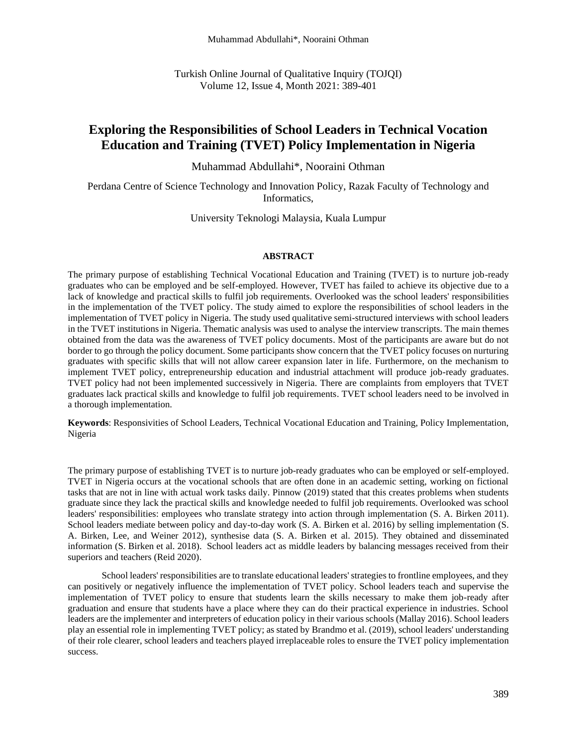# Exploring the Responsibilities of School Leaders in Technical Vocation Education and Training (TVET) Policy Implementation in Nigeria

Muhammad Abdullahi*, Nooraini Othman

Perdana Centre of Science Technology and Innovation Policy, Razak Faculty of Technology and Informatics,

University Teknologi Malaysia, Kuala Lumpur

## ABSTRACT

The primary purpose of establishing Technical Vocational Education and Training (TVET) is to nurture job-ready graduates who can be employed and be self-employed. However, TVET has failed to achieve its objective due to a lack of knowledge and practical skills to fulfil job requirements. Overlooked was the school leaders' responsibilities in the implementation of the TVET policy. The study aimed to explore the responsibilities of school leaders in the implementation of TVET policy in Nigeria. The study used qualitative semi-structured interviews with school leaders in the TVET institutions in Nigeria. Thematic analysis was used to analyse the interview transcripts. The main themes obtained from the data was the awareness of TVET policy documents. Most of the participants are aware but do not border to go through the policy document. Some participants show concern that the TVET policy focuses on nurturing graduates with specific skills that will not allow career expansion later in life. Furthermore, on the mechanism to implement TVET policy, entrepreneurship education and industrial attachment will produce job-ready graduates. TVET policy had not been implemented successively in Nigeria. There are complaints from employers that TVET graduates lack practical skills and knowledge to fulfil job requirements. TVET school leaders need to be involved in a thorough implementation.

**Keywords**: Responsivities of School Leaders, Technical Vocational Education and Training, Policy Implementation, Nigeria

The primary purpose of establishing TVET is to nurture job-ready graduates who can be employed or self-employed. TVET in Nigeria occurs at the vocational schools that are often done in an academic setting, working on fictional tasks that are not in line with actual work tasks daily. Pinnow (2019) stated that this creates problems when students graduate since they lack the practical skills and knowledge needed to fulfil job requirements. Overlooked was school leaders' responsibilities: employees who translate strategy into action through implementation (S. A. Birken 2011). School leaders mediate between policy and day-to-day work (S. A. Birken et al. 2016) by selling implementation (S. A. Birken, Lee, and Weiner 2012), synthesise data (S. A. Birken et al. 2015). They obtained and disseminated information (S. Birken et al. 2018). School leaders act as middle leaders by balancing messages received from their superiors and teachers (Reid 2020).

School leaders' responsibilities are to translate educational leaders' strategies to frontline employees, and they can positively or negatively influence the implementation of TVET policy. School leaders teach and supervise the implementation of TVET policy to ensure that students learn the skills necessary to make them job-ready after graduation and ensure that students have a place where they can do their practical experience in industries. School leaders are the implementer and interpreters of education policy in their various schools (Mallay 2016). School leaders play an essential role in implementing TVET policy; as stated by Brandmo et al. (2019), school leaders' understanding of their role clearer, school leaders and teachers played irreplaceable roles to ensure the TVET policy implementation success.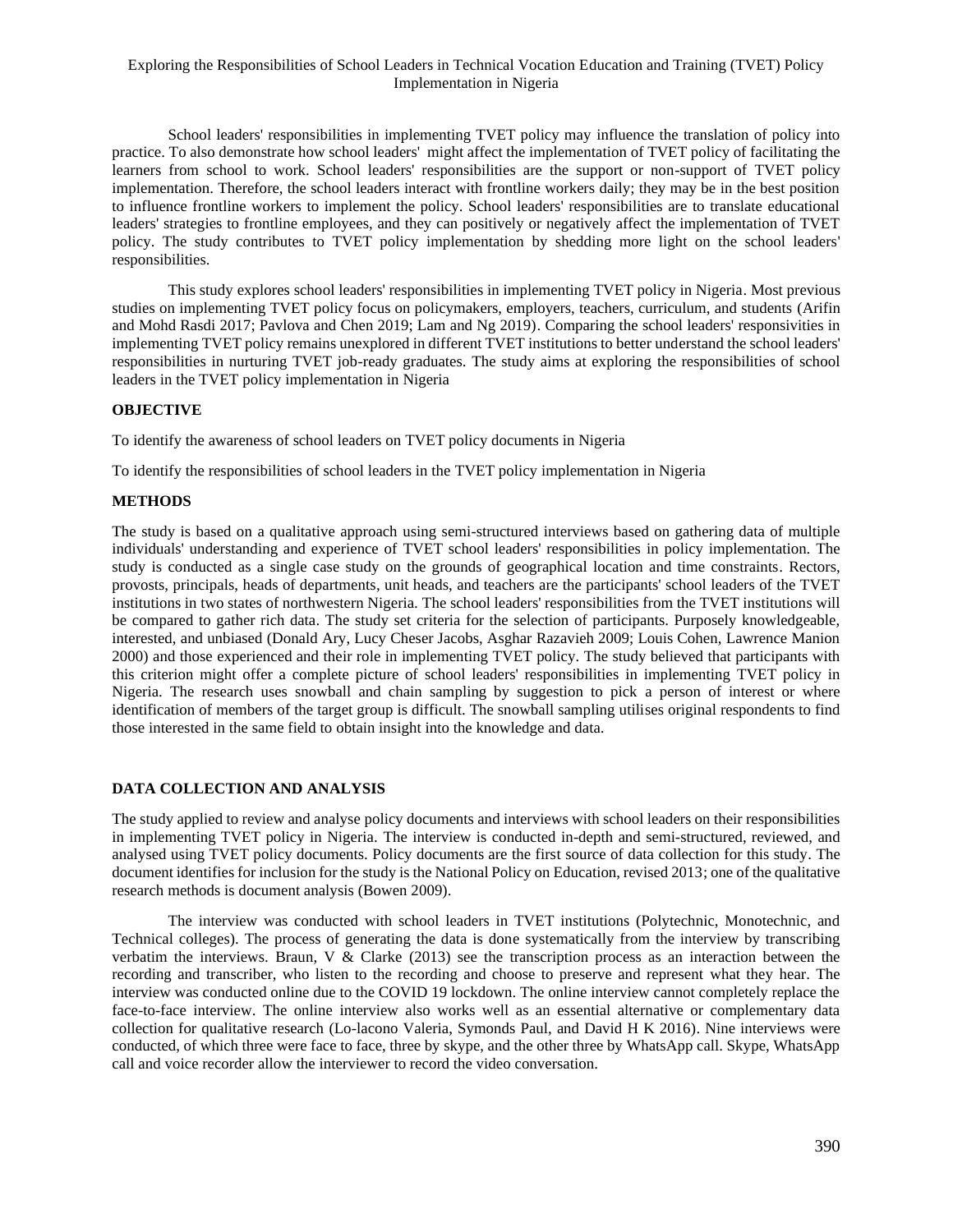School leaders' responsibilities in implementing TVET policy may influence the translation of policy into practice. To also demonstrate how school leaders' might affect the implementation of TVET policy of facilitating the learners from school to work. School leaders' responsibilities are the support or non-support of TVET policy implementation. Therefore, the school leaders interact with frontline workers daily; they may be in the best position to influence frontline workers to implement the policy. School leaders' responsibilities are to translate educational leaders' strategies to frontline employees, and they can positively or negatively affect the implementation of TVET policy. The study contributes to TVET policy implementation by shedding more light on the school leaders' responsibilities.

This study explores school leaders' responsibilities in implementing TVET policy in Nigeria. Most previous studies on implementing TVET policy focus on policymakers, employers, teachers, curriculum, and students (Arifin and Mohd Rasdi 2017; Pavlova and Chen 2019; Lam and Ng 2019). Comparing the school leaders' responsivities in implementing TVET policy remains unexplored in different TVET institutions to better understand the school leaders' responsibilities in nurturing TVET job-ready graduates. The study aims at exploring the responsibilities of school leaders in the TVET policy implementation in Nigeria

**OBJECTIVE**

To identify the awareness of school leaders on TVET policy documents in Nigeria

To identify the responsibilities of school leaders in the TVET policy implementation in Nigeria

**METHODS**

The study is based on a qualitative approach using semi-structured interviews based on gathering data of multiple individuals' understanding and experience of TVET school leaders' responsibilities in policy implementation. The study is conducted as a single case study on the grounds of geographical location and time constraints. Rectors, provosts, principals, heads of departments, unit heads, and teachers are the participants' school leaders of the TVET institutions in two states of northwestern Nigeria. The school leaders' responsibilities from the TVET institutions will be compared to gather rich data. The study set criteria for the selection of participants. Purposely knowledgeable, interested, and unbiased (Donald Ary, Lucy Cheser Jacobs, Asghar Razavieh 2009; Louis Cohen, Lawrence Manion 2000) and those experienced and their role in implementing TVET policy. The study believed that participants with this criterion might offer a complete picture of school leaders' responsibilities in implementing TVET policy in Nigeria. The research uses snowball and chain sampling by suggestion to pick a person of interest or where identification of members of the target group is difficult. The snowball sampling utilises original respondents to find those interested in the same field to obtain insight into the knowledge and data.

**DATA COLLECTION AND ANALYSIS**

The study applied to review and analyse policy documents and interviews with school leaders on their responsibilities in implementing TVET policy in Nigeria. The interview is conducted in-depth and semi-structured, reviewed, and analysed using TVET policy documents. Policy documents are the first source of data collection for this study. The document identifies for inclusion for the study is the National Policy on Education, revised 2013; one of the qualitative research methods is document analysis (Bowen 2009).

The interview was conducted with school leaders in TVET institutions (Polytechnic, Monotechnic, and Technical colleges). The process of generating the data is done systematically from the interview by transcribing verbatim the interviews. Braun, V & Clarke (2013) see the transcription process as an interaction between the recording and transcriber, who listen to the recording and choose to preserve and represent what they hear. The interview was conducted online due to the COVID 19 lockdown. The online interview cannot completely replace the face-to-face interview. The online interview also works well as an essential alternative or complementary data collection for qualitative research (Lo-lacono Valeria, Symonds Paul, and David H K 2016). Nine interviews were conducted, of which three were face to face, three by skype, and the other three by WhatsApp call. Skype, WhatsApp call and voice recorder allow the interviewer to record the video conversation.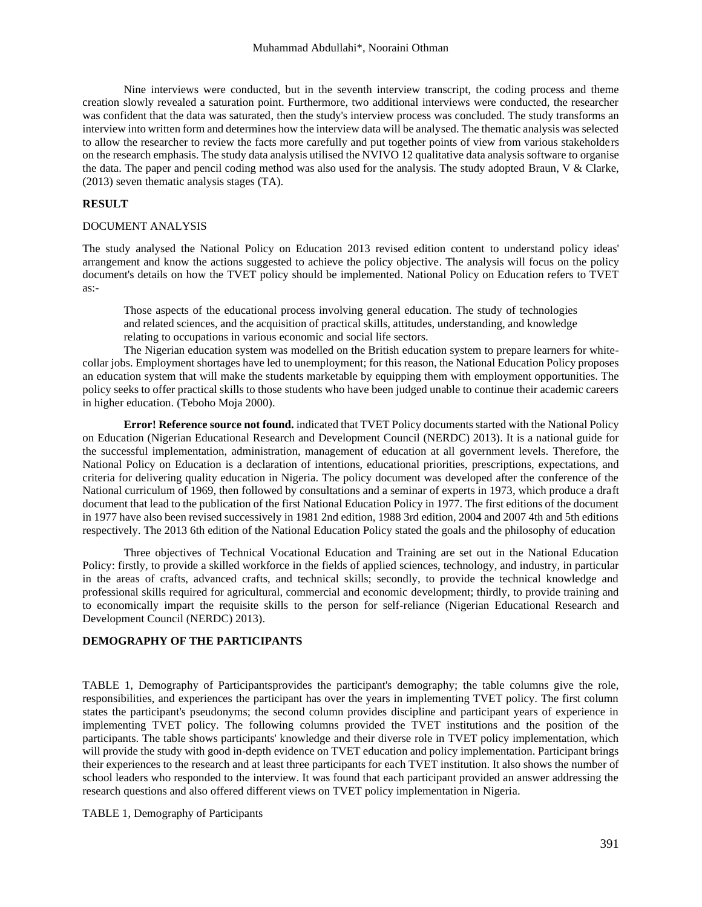Nine interviews were conducted, but in the seventh interview transcript, the coding process and theme creation slowly revealed a saturation point. Furthermore, two additional interviews were conducted, the researcher was confident that the data was saturated, then the study's interview process was concluded. The study transforms an interview into written form and determines how the interview data will be analysed. The thematic analysis was selected to allow the researcher to review the facts more carefully and put together points of view from various stakeholders on the research emphasis. The study data analysis utilised the NVIVO 12 qualitative data analysis software to organise the data. The paper and pencil coding method was also used for the analysis. The study adopted Braun, V & Clarke, (2013) seven thematic analysis stages (TA).

## RESULT

### DOCUMENT ANALYSIS

The study analysed the National Policy on Education 2013 revised edition content to understand policy ideas' arrangement and know the actions suggested to achieve the policy objective. The analysis will focus on the policy document's details on how the TVET policy should be implemented. National Policy on Education refers to TVET as:-

> Those aspects of the educational process involving general education. The study of technologies and related sciences, and the acquisition of practical skills, attitudes, understanding, and knowledge relating to occupations in various economic and social life sectors.

The Nigerian education system was modelled on the British education system to prepare learners for white-collar jobs. Employment shortages have led to unemployment; for this reason, the National Education Policy proposes an education system that will make the students marketable by equipping them with employment opportunities. The policy seeks to offer practical skills to those students who have been judged unable to continue their academic careers in higher education. (Teboho Moja 2000).

**Error! Reference source not found.** indicated that TVET Policy documents started with the National Policy on Education (Nigerian Educational Research and Development Council (NERDC) 2013). It is a national guide for the successful implementation, administration, management of education at all government levels. Therefore, the National Policy on Education is a declaration of intentions, educational priorities, prescriptions, expectations, and criteria for delivering quality education in Nigeria. The policy document was developed after the conference of the National curriculum of 1969, then followed by consultations and a seminar of experts in 1973, which produce a draft document that lead to the publication of the first National Education Policy in 1977. The first editions of the document in 1977 have also been revised successively in 1981 2nd edition, 1988 3rd edition, 2004 and 2007 4th and 5th editions respectively. The 2013 6th edition of the National Education Policy stated the goals and the philosophy of education

Three objectives of Technical Vocational Education and Training are set out in the National Education Policy: firstly, to provide a skilled workforce in the fields of applied sciences, technology, and industry, in particular in the areas of crafts, advanced crafts, and technical skills; secondly, to provide the technical knowledge and professional skills required for agricultural, commercial and economic development; thirdly, to provide training and to economically impart the requisite skills to the person for self-reliance (Nigerian Educational Research and Development Council (NERDC) 2013).

## DEMOGRAPHY OF THE PARTICIPANTS

TABLE 1, Demography of Participantsprovides the participant's demography; the table columns give the role, responsibilities, and experiences the participant has over the years in implementing TVET policy. The first column states the participant's pseudonyms; the second column provides discipline and participant years of experience in implementing TVET policy. The following columns provided the TVET institutions and the position of the participants. The table shows participants' knowledge and their diverse role in TVET policy implementation, which will provide the study with good in-depth evidence on TVET education and policy implementation. Participant brings their experiences to the research and at least three participants for each TVET institution. It also shows the number of school leaders who responded to the interview. It was found that each participant provided an answer addressing the research questions and also offered different views on TVET policy implementation in Nigeria.

TABLE 1, Demography of Participants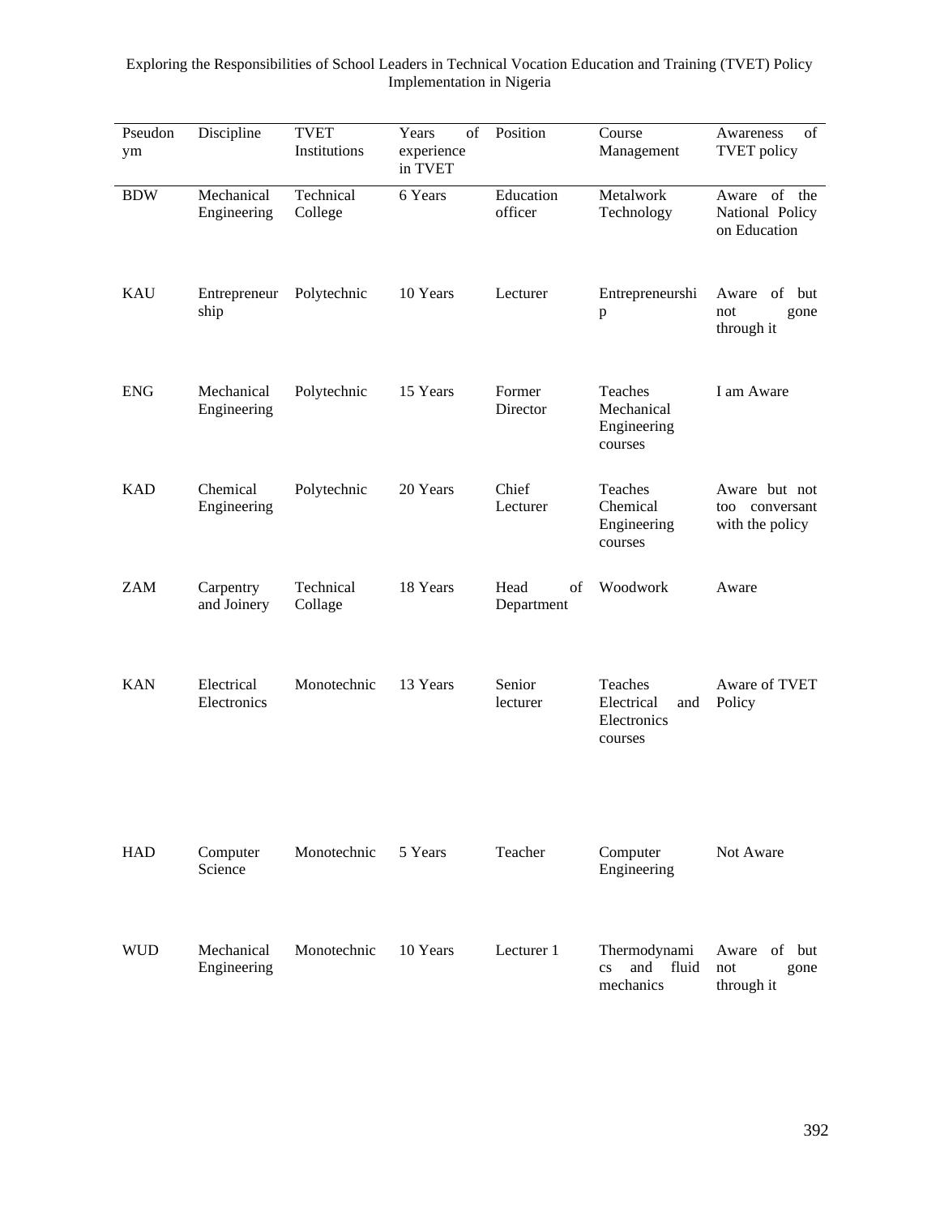| Pseudonym | Discipline | TVET Institutions | Years of experience in TVET | Position | Course Management | Awareness of TVET policy |
|---|---|---|---|---|---|---|
| BDW | Mechanical Engineering | Technical College | 6 Years | Education officer | Metalwork Technology | Aware of the National Policy on Education |
| KAU | Entrepreneurship | Polytechnic | 10 Years | Lecturer | Entrepreneurship | Aware of but not gone through it |
| ENG | Mechanical Engineering | Polytechnic | 15 Years | Former Director | Teaches Mechanical Engineering courses | I am Aware |
| KAD | Chemical Engineering | Polytechnic | 20 Years | Chief Lecturer | Teaches Chemical Engineering courses | Aware but not too conversant with the policy |
| ZAM | Carpentry and Joinery | Technical Collage | 18 Years | Head of Department | Woodwork | Aware |
| KAN | Electrical Electronics | Monotechnic | 13 Years | Senior lecturer | Teaches Electrical and Electronics courses | Aware of TVET Policy |
| HAD | Computer Science | Monotechnic | 5 Years | Teacher | Computer Engineering | Not Aware |
| WUD | Mechanical Engineering | Monotechnic | 10 Years | Lecturer 1 | Thermodynamics and fluid mechanics | Aware of but not gone through it |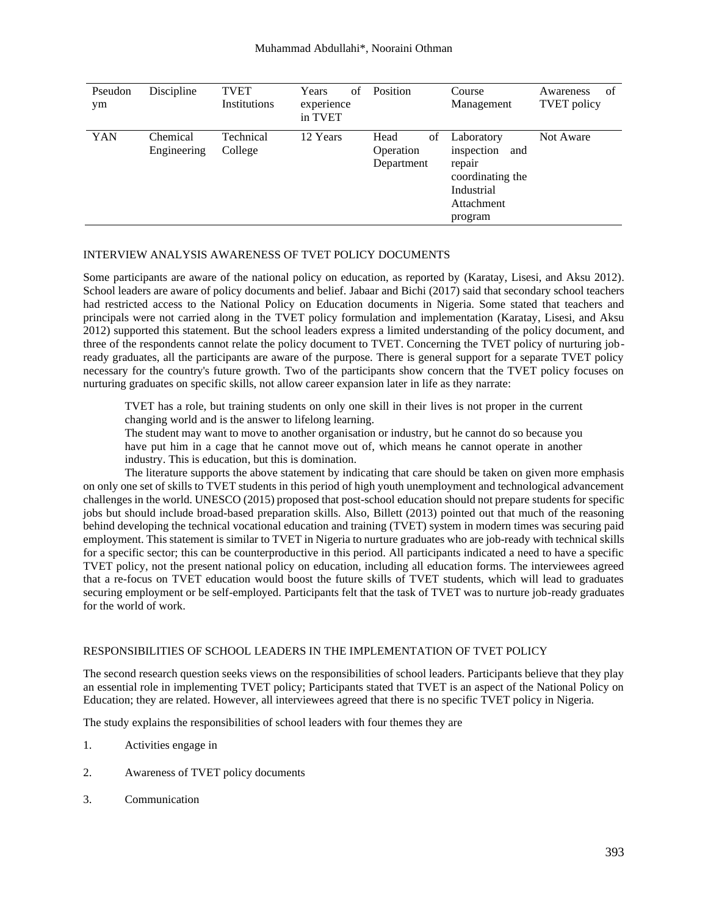| Pseudonym | Discipline | TVET Institutions | Years of experience in TVET | Position | Course Management | Awareness of TVET policy |
|---|---|---|---|---|---|---|
| YAN | Chemical Engineering | Technical College | 12 Years | Head of Operation Department | Laboratory inspection and repair coordinating the Industrial Attachment program | Not Aware |

## INTERVIEW ANALYSIS AWARENESS OF TVET POLICY DOCUMENTS

Some participants are aware of the national policy on education, as reported by (Karatay, Lisesi, and Aksu 2012). School leaders are aware of policy documents and belief. Jabaar and Bichi (2017) said that secondary school teachers had restricted access to the National Policy on Education documents in Nigeria. Some stated that teachers and principals were not carried along in the TVET policy formulation and implementation (Karatay, Lisesi, and Aksu 2012) supported this statement. But the school leaders express a limited understanding of the policy document, and three of the respondents cannot relate the policy document to TVET. Concerning the TVET policy of nurturing job-ready graduates, all the participants are aware of the purpose. There is general support for a separate TVET policy necessary for the country's future growth. Two of the participants show concern that the TVET policy focuses on nurturing graduates on specific skills, not allow career expansion later in life as they narrate:

> TVET has a role, but training students on only one skill in their lives is not proper in the current changing world and is the answer to lifelong learning.
>
> The student may want to move to another organisation or industry, but he cannot do so because you have put him in a cage that he cannot move out of, which means he cannot operate in another industry. This is education, but this is domination.

The literature supports the above statement by indicating that care should be taken on given more emphasis on only one set of skills to TVET students in this period of high youth unemployment and technological advancement challenges in the world. UNESCO (2015) proposed that post-school education should not prepare students for specific jobs but should include broad-based preparation skills. Also, Billett (2013) pointed out that much of the reasoning behind developing the technical vocational education and training (TVET) system in modern times was securing paid employment. This statement is similar to TVET in Nigeria to nurture graduates who are job-ready with technical skills for a specific sector; this can be counterproductive in this period. All participants indicated a need to have a specific TVET policy, not the present national policy on education, including all education forms. The interviewees agreed that a re-focus on TVET education would boost the future skills of TVET students, which will lead to graduates securing employment or be self-employed. Participants felt that the task of TVET was to nurture job-ready graduates for the world of work.

## RESPONSIBILITIES OF SCHOOL LEADERS IN THE IMPLEMENTATION OF TVET POLICY

The second research question seeks views on the responsibilities of school leaders. Participants believe that they play an essential role in implementing TVET policy; Participants stated that TVET is an aspect of the National Policy on Education; they are related. However, all interviewees agreed that there is no specific TVET policy in Nigeria.

The study explains the responsibilities of school leaders with four themes they are

1. Activities engage in
2. Awareness of TVET policy documents
3. Communication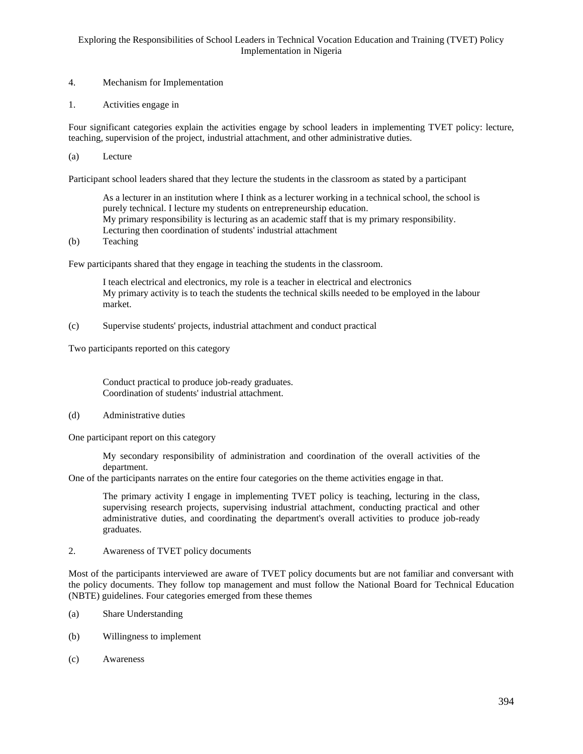4. Mechanism for Implementation

1. Activities engage in

Four significant categories explain the activities engage by school leaders in implementing TVET policy: lecture, teaching, supervision of the project, industrial attachment, and other administrative duties.

(a) Lecture

Participant school leaders shared that they lecture the students in the classroom as stated by a participant

> As a lecturer in an institution where I think as a lecturer working in a technical school, the school is purely technical. I lecture my students on entrepreneurship education.
> My primary responsibility is lecturing as an academic staff that is my primary responsibility.
> Lecturing then coordination of students' industrial attachment

(b) Teaching

Few participants shared that they engage in teaching the students in the classroom.

> I teach electrical and electronics, my role is a teacher in electrical and electronics
> My primary activity is to teach the students the technical skills needed to be employed in the labour market.

(c) Supervise students' projects, industrial attachment and conduct practical

Two participants reported on this category

> Conduct practical to produce job-ready graduates.
> Coordination of students' industrial attachment.

(d) Administrative duties

One participant report on this category

> My secondary responsibility of administration and coordination of the overall activities of the department.

One of the participants narrates on the entire four categories on the theme activities engage in that.

> The primary activity I engage in implementing TVET policy is teaching, lecturing in the class, supervising research projects, supervising industrial attachment, conducting practical and other administrative duties, and coordinating the department's overall activities to produce job-ready graduates.

2. Awareness of TVET policy documents

Most of the participants interviewed are aware of TVET policy documents but are not familiar and conversant with the policy documents. They follow top management and must follow the National Board for Technical Education (NBTE) guidelines. Four categories emerged from these themes

(a) Share Understanding

(b) Willingness to implement

(c) Awareness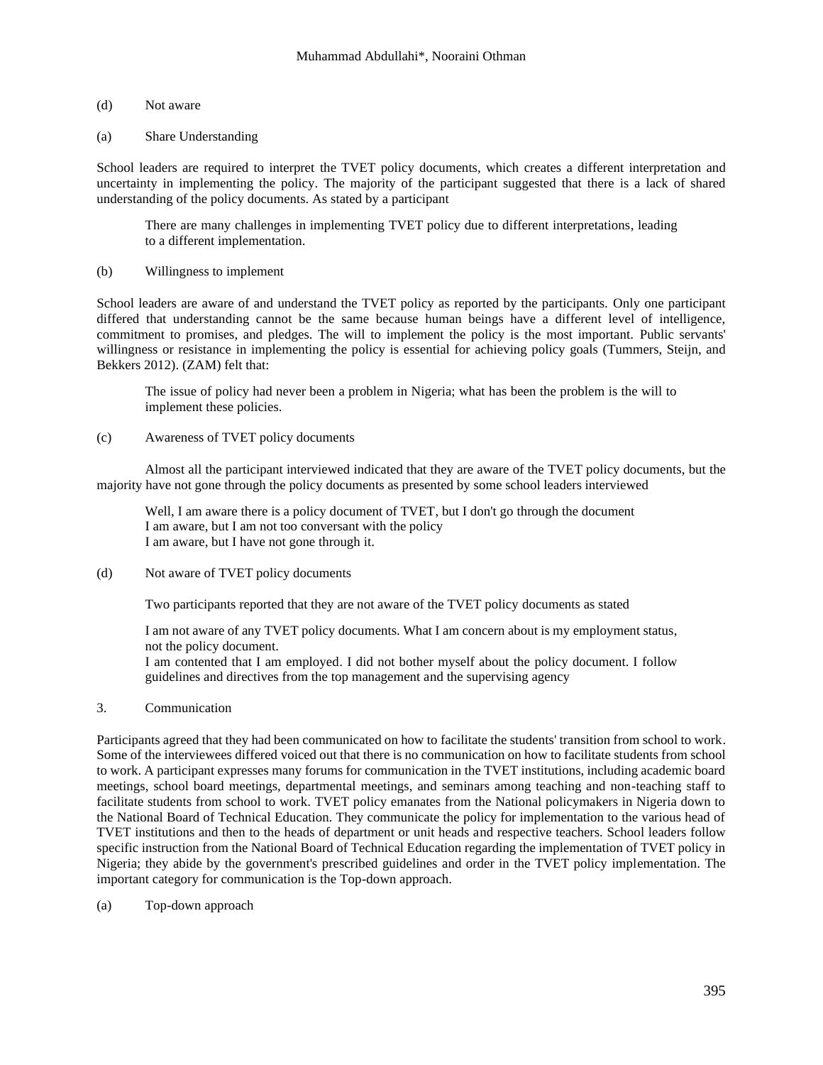(d) Not aware

(a) Share Understanding

School leaders are required to interpret the TVET policy documents, which creates a different interpretation and uncertainty in implementing the policy. The majority of the participant suggested that there is a lack of shared understanding of the policy documents. As stated by a participant

> There are many challenges in implementing TVET policy due to different interpretations, leading to a different implementation.

(b) Willingness to implement

School leaders are aware of and understand the TVET policy as reported by the participants. Only one participant differed that understanding cannot be the same because human beings have a different level of intelligence, commitment to promises, and pledges. The will to implement the policy is the most important. Public servants' willingness or resistance in implementing the policy is essential for achieving policy goals (Tummers, Steijn, and Bekkers 2012). (ZAM) felt that:

> The issue of policy had never been a problem in Nigeria; what has been the problem is the will to implement these policies.

(c) Awareness of TVET policy documents

Almost all the participant interviewed indicated that they are aware of the TVET policy documents, but the majority have not gone through the policy documents as presented by some school leaders interviewed

> Well, I am aware there is a policy document of TVET, but I don't go through the document
> I am aware, but I am not too conversant with the policy
> I am aware, but I have not gone through it.

(d) Not aware of TVET policy documents

Two participants reported that they are not aware of the TVET policy documents as stated

> I am not aware of any TVET policy documents. What I am concern about is my employment status, not the policy document.
> I am contented that I am employed. I did not bother myself about the policy document. I follow guidelines and directives from the top management and the supervising agency

3. Communication

Participants agreed that they had been communicated on how to facilitate the students' transition from school to work. Some of the interviewees differed voiced out that there is no communication on how to facilitate students from school to work. A participant expresses many forums for communication in the TVET institutions, including academic board meetings, school board meetings, departmental meetings, and seminars among teaching and non-teaching staff to facilitate students from school to work. TVET policy emanates from the National policymakers in Nigeria down to the National Board of Technical Education. They communicate the policy for implementation to the various head of TVET institutions and then to the heads of department or unit heads and respective teachers. School leaders follow specific instruction from the National Board of Technical Education regarding the implementation of TVET policy in Nigeria; they abide by the government's prescribed guidelines and order in the TVET policy implementation. The important category for communication is the Top-down approach.

(a) Top-down approach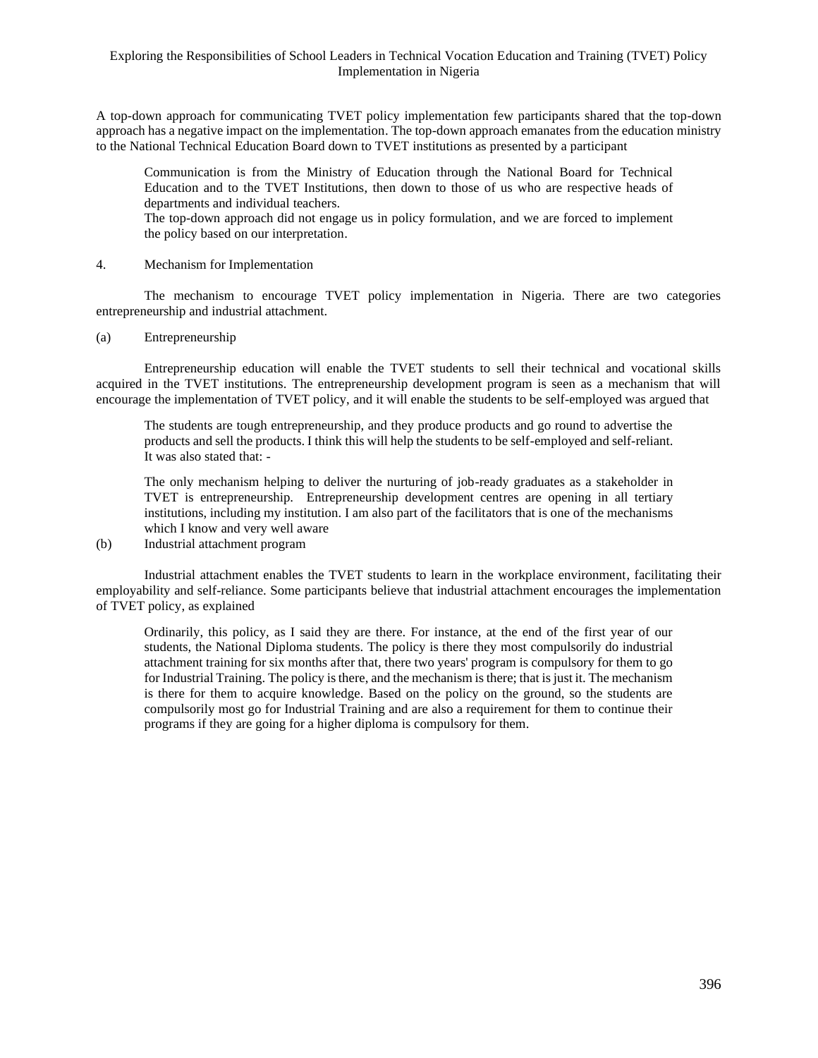A top-down approach for communicating TVET policy implementation few participants shared that the top-down approach has a negative impact on the implementation. The top-down approach emanates from the education ministry to the National Technical Education Board down to TVET institutions as presented by a participant

> Communication is from the Ministry of Education through the National Board for Technical Education and to the TVET Institutions, then down to those of us who are respective heads of departments and individual teachers.
> The top-down approach did not engage us in policy formulation, and we are forced to implement the policy based on our interpretation.

4. Mechanism for Implementation

The mechanism to encourage TVET policy implementation in Nigeria. There are two categories entrepreneurship and industrial attachment.

(a) Entrepreneurship

Entrepreneurship education will enable the TVET students to sell their technical and vocational skills acquired in the TVET institutions. The entrepreneurship development program is seen as a mechanism that will encourage the implementation of TVET policy, and it will enable the students to be self-employed was argued that

> The students are tough entrepreneurship, and they produce products and go round to advertise the products and sell the products. I think this will help the students to be self-employed and self-reliant.
> It was also stated that: -

> The only mechanism helping to deliver the nurturing of job-ready graduates as a stakeholder in TVET is entrepreneurship. Entrepreneurship development centres are opening in all tertiary institutions, including my institution. I am also part of the facilitators that is one of the mechanisms which I know and very well aware

(b) Industrial attachment program

Industrial attachment enables the TVET students to learn in the workplace environment, facilitating their employability and self-reliance. Some participants believe that industrial attachment encourages the implementation of TVET policy, as explained

> Ordinarily, this policy, as I said they are there. For instance, at the end of the first year of our students, the National Diploma students. The policy is there they most compulsorily do industrial attachment training for six months after that, there two years' program is compulsory for them to go for Industrial Training. The policy is there, and the mechanism is there; that is just it. The mechanism is there for them to acquire knowledge. Based on the policy on the ground, so the students are compulsorily most go for Industrial Training and are also a requirement for them to continue their programs if they are going for a higher diploma is compulsory for them.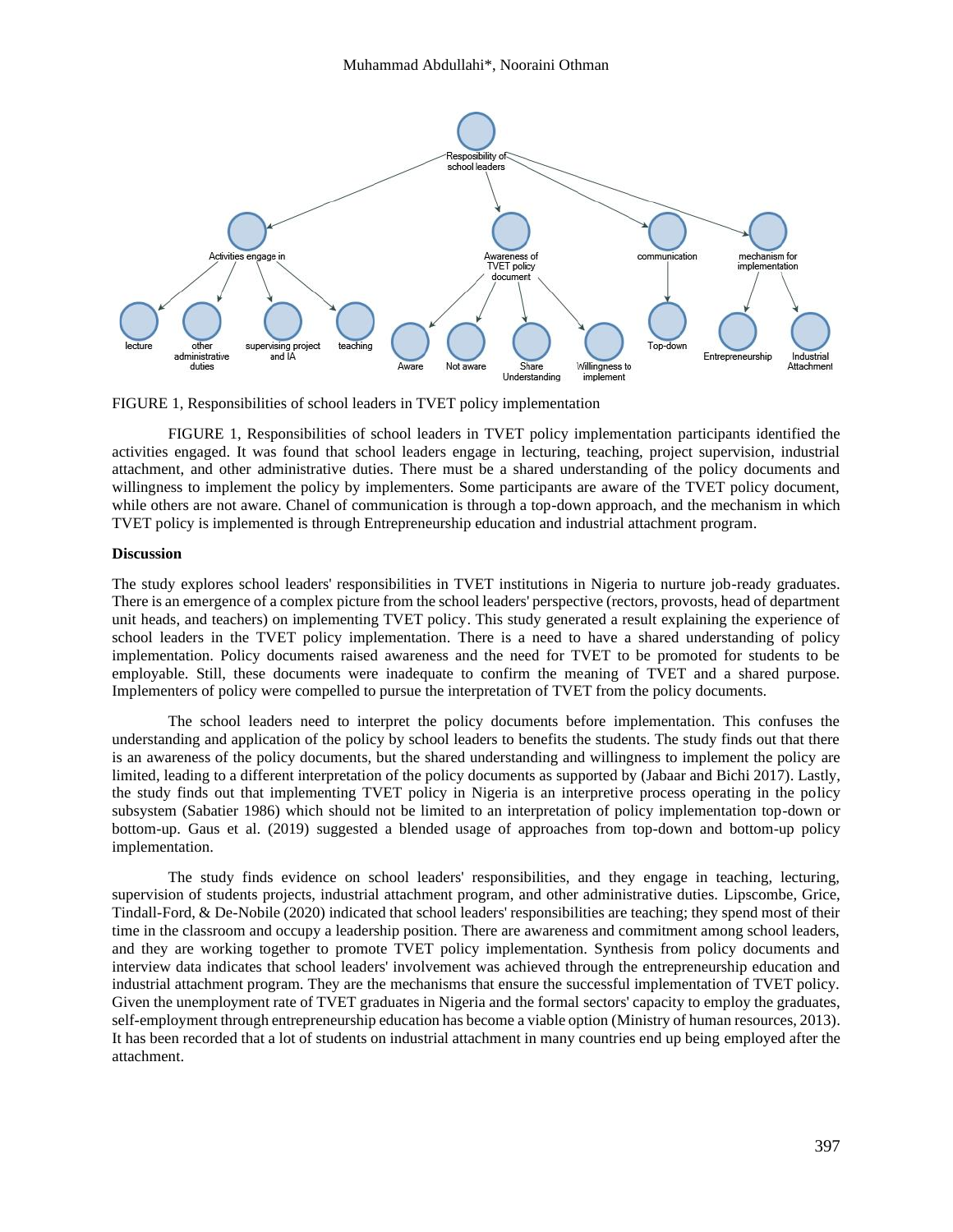FIGURE 1, Responsibilities of school leaders in TVET policy implementation

FIGURE 1, Responsibilities of school leaders in TVET policy implementation participants identified the activities engaged. It was found that school leaders engage in lecturing, teaching, project supervision, industrial attachment, and other administrative duties. There must be a shared understanding of the policy documents and willingness to implement the policy by implementers. Some participants are aware of the TVET policy document, while others are not aware. Chanel of communication is through a top-down approach, and the mechanism in which TVET policy is implemented is through Entrepreneurship education and industrial attachment program.

**Discussion**

The study explores school leaders' responsibilities in TVET institutions in Nigeria to nurture job-ready graduates. There is an emergence of a complex picture from the school leaders' perspective (rectors, provosts, head of department unit heads, and teachers) on implementing TVET policy. This study generated a result explaining the experience of school leaders in the TVET policy implementation. There is a need to have a shared understanding of policy implementation. Policy documents raised awareness and the need for TVET to be promoted for students to be employable. Still, these documents were inadequate to confirm the meaning of TVET and a shared purpose. Implementers of policy were compelled to pursue the interpretation of TVET from the policy documents.

The school leaders need to interpret the policy documents before implementation. This confuses the understanding and application of the policy by school leaders to benefits the students. The study finds out that there is an awareness of the policy documents, but the shared understanding and willingness to implement the policy are limited, leading to a different interpretation of the policy documents as supported by (Jabaar and Bichi 2017). Lastly, the study finds out that implementing TVET policy in Nigeria is an interpretive process operating in the policy subsystem (Sabatier 1986) which should not be limited to an interpretation of policy implementation top-down or bottom-up. Gaus et al. (2019) suggested a blended usage of approaches from top-down and bottom-up policy implementation.

The study finds evidence on school leaders' responsibilities, and they engage in teaching, lecturing, supervision of students projects, industrial attachment program, and other administrative duties. Lipscombe, Grice, Tindall-Ford, & De-Nobile (2020) indicated that school leaders' responsibilities are teaching; they spend most of their time in the classroom and occupy a leadership position. There are awareness and commitment among school leaders, and they are working together to promote TVET policy implementation. Synthesis from policy documents and interview data indicates that school leaders' involvement was achieved through the entrepreneurship education and industrial attachment program. They are the mechanisms that ensure the successful implementation of TVET policy. Given the unemployment rate of TVET graduates in Nigeria and the formal sectors' capacity to employ the graduates, self-employment through entrepreneurship education has become a viable option (Ministry of human resources, 2013). It has been recorded that a lot of students on industrial attachment in many countries end up being employed after the attachment.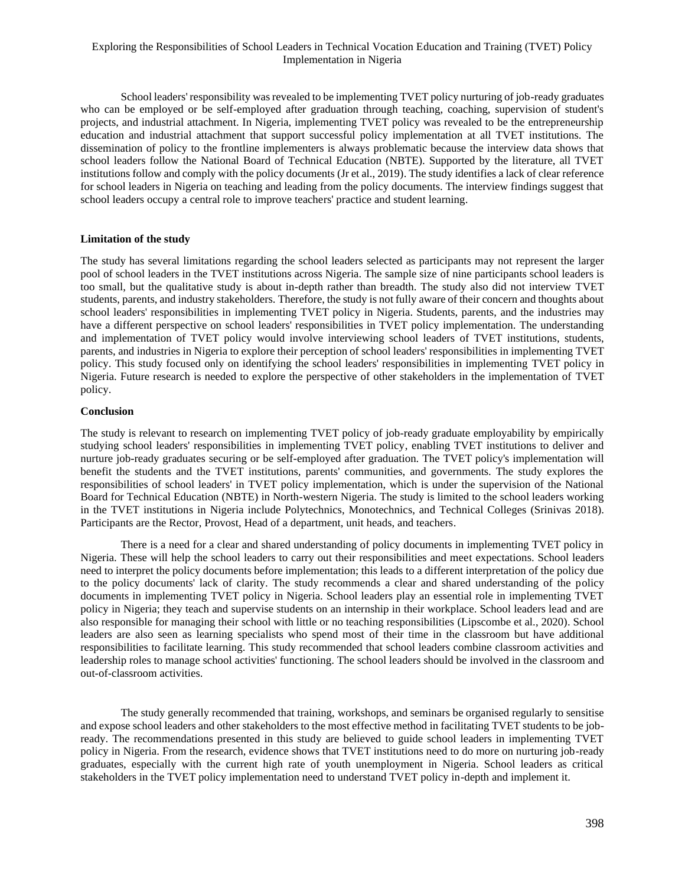School leaders' responsibility was revealed to be implementing TVET policy nurturing of job-ready graduates who can be employed or be self-employed after graduation through teaching, coaching, supervision of student's projects, and industrial attachment. In Nigeria, implementing TVET policy was revealed to be the entrepreneurship education and industrial attachment that support successful policy implementation at all TVET institutions. The dissemination of policy to the frontline implementers is always problematic because the interview data shows that school leaders follow the National Board of Technical Education (NBTE). Supported by the literature, all TVET institutions follow and comply with the policy documents (Jr et al., 2019). The study identifies a lack of clear reference for school leaders in Nigeria on teaching and leading from the policy documents. The interview findings suggest that school leaders occupy a central role to improve teachers' practice and student learning.

**Limitation of the study**

The study has several limitations regarding the school leaders selected as participants may not represent the larger pool of school leaders in the TVET institutions across Nigeria. The sample size of nine participants school leaders is too small, but the qualitative study is about in-depth rather than breadth. The study also did not interview TVET students, parents, and industry stakeholders. Therefore, the study is not fully aware of their concern and thoughts about school leaders' responsibilities in implementing TVET policy in Nigeria. Students, parents, and the industries may have a different perspective on school leaders' responsibilities in TVET policy implementation. The understanding and implementation of TVET policy would involve interviewing school leaders of TVET institutions, students, parents, and industries in Nigeria to explore their perception of school leaders' responsibilities in implementing TVET policy. This study focused only on identifying the school leaders' responsibilities in implementing TVET policy in Nigeria. Future research is needed to explore the perspective of other stakeholders in the implementation of TVET policy.

**Conclusion**

The study is relevant to research on implementing TVET policy of job-ready graduate employability by empirically studying school leaders' responsibilities in implementing TVET policy, enabling TVET institutions to deliver and nurture job-ready graduates securing or be self-employed after graduation. The TVET policy's implementation will benefit the students and the TVET institutions, parents' communities, and governments. The study explores the responsibilities of school leaders' in TVET policy implementation, which is under the supervision of the National Board for Technical Education (NBTE) in North-western Nigeria. The study is limited to the school leaders working in the TVET institutions in Nigeria include Polytechnics, Monotechnics, and Technical Colleges (Srinivas 2018). Participants are the Rector, Provost, Head of a department, unit heads, and teachers.

There is a need for a clear and shared understanding of policy documents in implementing TVET policy in Nigeria. These will help the school leaders to carry out their responsibilities and meet expectations. School leaders need to interpret the policy documents before implementation; this leads to a different interpretation of the policy due to the policy documents' lack of clarity. The study recommends a clear and shared understanding of the policy documents in implementing TVET policy in Nigeria. School leaders play an essential role in implementing TVET policy in Nigeria; they teach and supervise students on an internship in their workplace. School leaders lead and are also responsible for managing their school with little or no teaching responsibilities (Lipscombe et al., 2020). School leaders are also seen as learning specialists who spend most of their time in the classroom but have additional responsibilities to facilitate learning. This study recommended that school leaders combine classroom activities and leadership roles to manage school activities' functioning. The school leaders should be involved in the classroom and out-of-classroom activities.

The study generally recommended that training, workshops, and seminars be organised regularly to sensitise and expose school leaders and other stakeholders to the most effective method in facilitating TVET students to be job-ready. The recommendations presented in this study are believed to guide school leaders in implementing TVET policy in Nigeria. From the research, evidence shows that TVET institutions need to do more on nurturing job-ready graduates, especially with the current high rate of youth unemployment in Nigeria. School leaders as critical stakeholders in the TVET policy implementation need to understand TVET policy in-depth and implement it.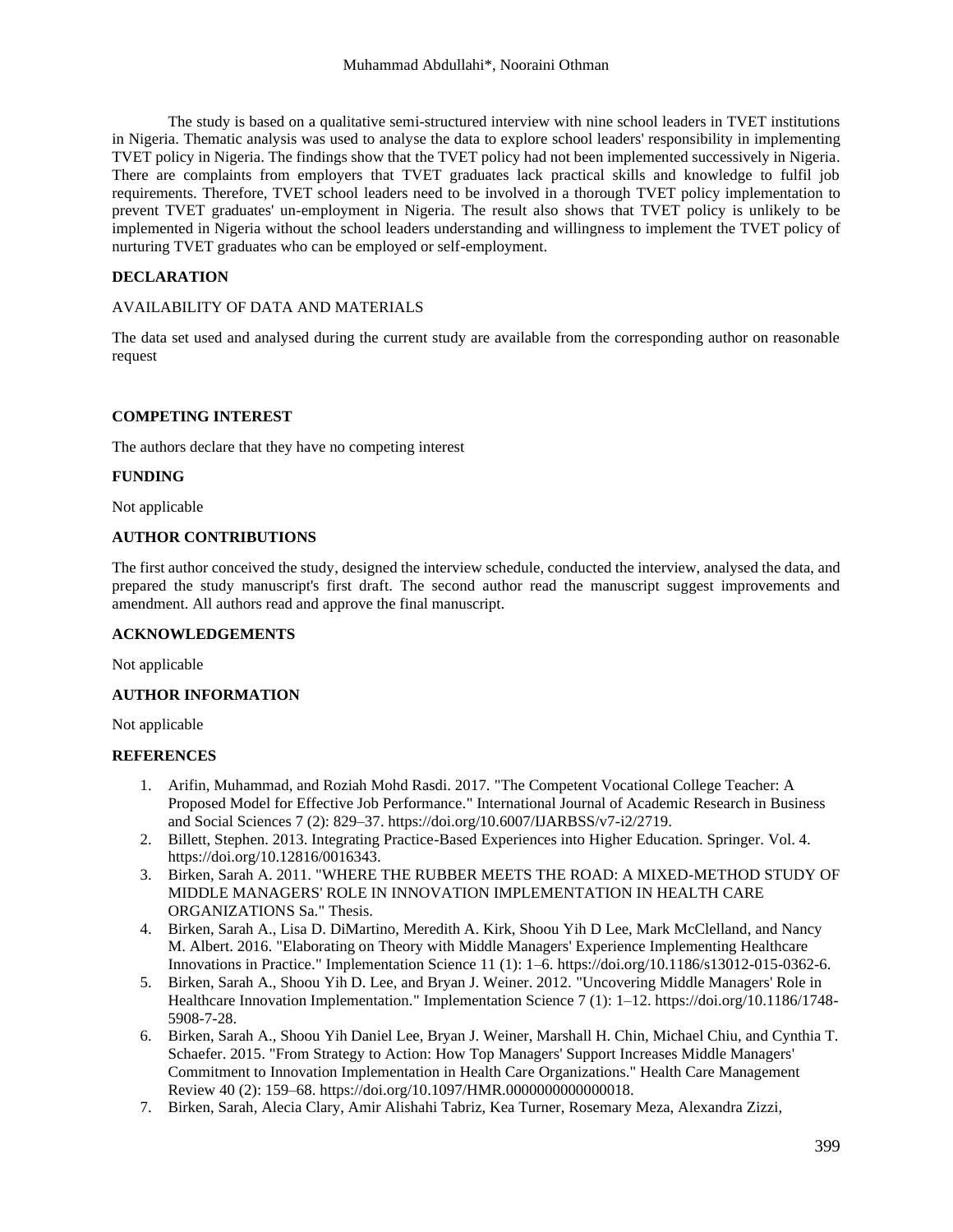The study is based on a qualitative semi-structured interview with nine school leaders in TVET institutions in Nigeria. Thematic analysis was used to analyse the data to explore school leaders' responsibility in implementing TVET policy in Nigeria. The findings show that the TVET policy had not been implemented successively in Nigeria. There are complaints from employers that TVET graduates lack practical skills and knowledge to fulfil job requirements. Therefore, TVET school leaders need to be involved in a thorough TVET policy implementation to prevent TVET graduates' un-employment in Nigeria. The result also shows that TVET policy is unlikely to be implemented in Nigeria without the school leaders understanding and willingness to implement the TVET policy of nurturing TVET graduates who can be employed or self-employment.

## DECLARATION

AVAILABILITY OF DATA AND MATERIALS

The data set used and analysed during the current study are available from the corresponding author on reasonable request

## COMPETING INTEREST

The authors declare that they have no competing interest

## FUNDING

Not applicable

## AUTHOR CONTRIBUTIONS

The first author conceived the study, designed the interview schedule, conducted the interview, analysed the data, and prepared the study manuscript's first draft. The second author read the manuscript suggest improvements and amendment. All authors read and approve the final manuscript.

## ACKNOWLEDGEMENTS

Not applicable

## AUTHOR INFORMATION

Not applicable

## REFERENCES

1. Arifin, Muhammad, and Roziah Mohd Rasdi. 2017. "The Competent Vocational College Teacher: A Proposed Model for Effective Job Performance." International Journal of Academic Research in Business and Social Sciences 7 (2): 829–37. https://doi.org/10.6007/IJARBSS/v7-i2/2719.
2. Billett, Stephen. 2013. Integrating Practice-Based Experiences into Higher Education. Springer. Vol. 4. https://doi.org/10.12816/0016343.
3. Birken, Sarah A. 2011. "WHERE THE RUBBER MEETS THE ROAD: A MIXED-METHOD STUDY OF MIDDLE MANAGERS' ROLE IN INNOVATION IMPLEMENTATION IN HEALTH CARE ORGANIZATIONS Sa." Thesis.
4. Birken, Sarah A., Lisa D. DiMartino, Meredith A. Kirk, Shoou Yih D Lee, Mark McClelland, and Nancy M. Albert. 2016. "Elaborating on Theory with Middle Managers' Experience Implementing Healthcare Innovations in Practice." Implementation Science 11 (1): 1–6. https://doi.org/10.1186/s13012-015-0362-6.
5. Birken, Sarah A., Shoou Yih D. Lee, and Bryan J. Weiner. 2012. "Uncovering Middle Managers' Role in Healthcare Innovation Implementation." Implementation Science 7 (1): 1–12. https://doi.org/10.1186/1748-5908-7-28.
6. Birken, Sarah A., Shoou Yih Daniel Lee, Bryan J. Weiner, Marshall H. Chin, Michael Chiu, and Cynthia T. Schaefer. 2015. "From Strategy to Action: How Top Managers' Support Increases Middle Managers' Commitment to Innovation Implementation in Health Care Organizations." Health Care Management Review 40 (2): 159–68. https://doi.org/10.1097/HMR.0000000000000018.
7. Birken, Sarah, Alecia Clary, Amir Alishahi Tabriz, Kea Turner, Rosemary Meza, Alexandra Zizzi,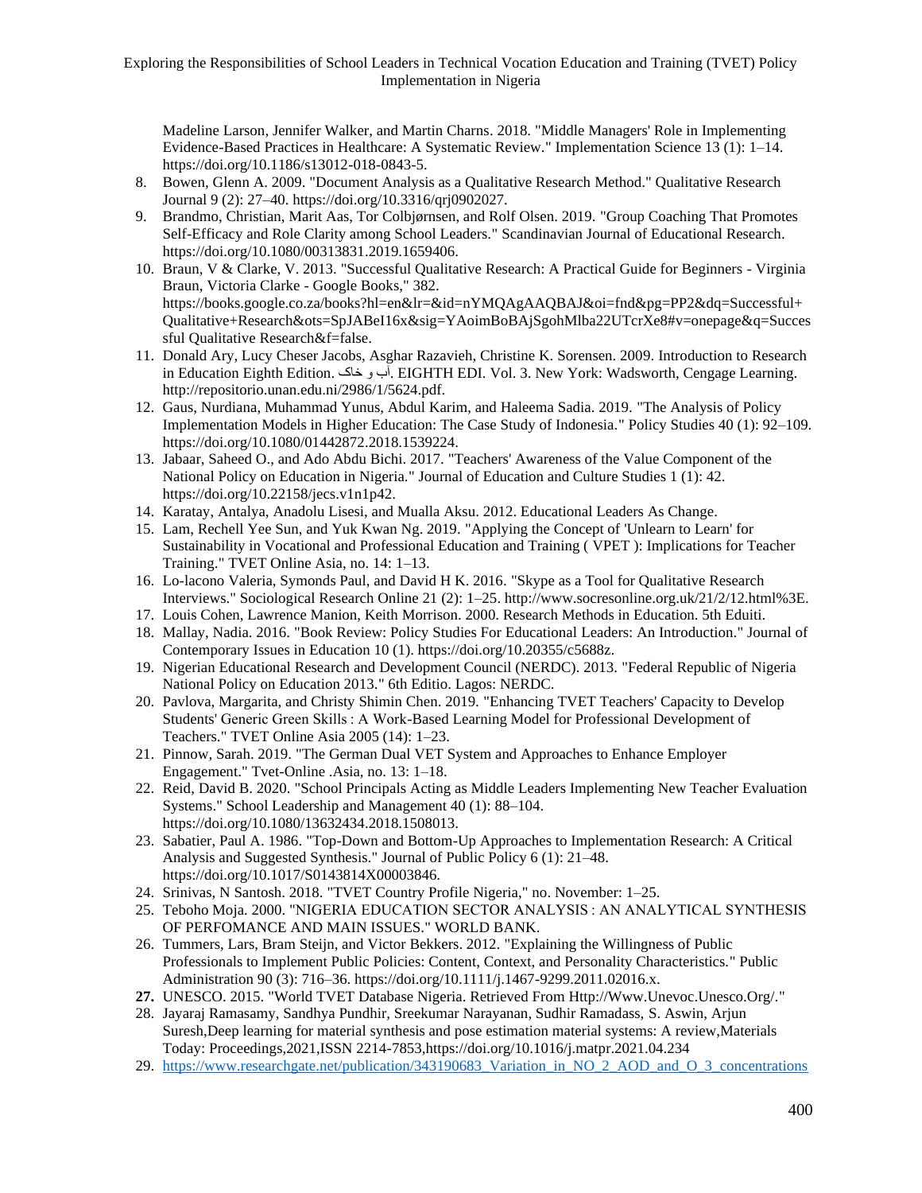Madeline Larson, Jennifer Walker, and Martin Charns. 2018. "Middle Managers' Role in Implementing Evidence-Based Practices in Healthcare: A Systematic Review." Implementation Science 13 (1): 1–14. https://doi.org/10.1186/s13012-018-0843-5.

8. Bowen, Glenn A. 2009. "Document Analysis as a Qualitative Research Method." Qualitative Research Journal 9 (2): 27–40. https://doi.org/10.3316/qrj0902027.
9. Brandmo, Christian, Marit Aas, Tor Colbjørnsen, and Rolf Olsen. 2019. "Group Coaching That Promotes Self-Efficacy and Role Clarity among School Leaders." Scandinavian Journal of Educational Research. https://doi.org/10.1080/00313831.2019.1659406.
10. Braun, V & Clarke, V. 2013. "Successful Qualitative Research: A Practical Guide for Beginners - Virginia Braun, Victoria Clarke - Google Books," 382. https://books.google.co.za/books?hl=en&lr=&id=nYMQAgAAQBAJ&oi=fnd&pg=PP2&dq=Successful+Qualitative+Research&ots=SpJABeI16x&sig=YAoimBoBAjSgohMlba22UTcrXe8#v=onepage&q=Successful Qualitative Research&f=false.
11. Donald Ary, Lucy Cheser Jacobs, Asghar Razavieh, Christine K. Sorensen. 2009. Introduction to Research in Education Eighth Edition. آب و خاک. EIGHTH EDI. Vol. 3. New York: Wadsworth, Cengage Learning. http://repositorio.unan.edu.ni/2986/1/5624.pdf.
12. Gaus, Nurdiana, Muhammad Yunus, Abdul Karim, and Haleema Sadia. 2019. "The Analysis of Policy Implementation Models in Higher Education: The Case Study of Indonesia." Policy Studies 40 (1): 92–109. https://doi.org/10.1080/01442872.2018.1539224.
13. Jabaar, Saheed O., and Ado Abdu Bichi. 2017. "Teachers' Awareness of the Value Component of the National Policy on Education in Nigeria." Journal of Education and Culture Studies 1 (1): 42. https://doi.org/10.22158/jecs.v1n1p42.
14. Karatay, Antalya, Anadolu Lisesi, and Mualla Aksu. 2012. Educational Leaders As Change.
15. Lam, Rechell Yee Sun, and Yuk Kwan Ng. 2019. "Applying the Concept of 'Unlearn to Learn' for Sustainability in Vocational and Professional Education and Training ( VPET ): Implications for Teacher Training." TVET Online Asia, no. 14: 1–13.
16. Lo-lacono Valeria, Symonds Paul, and David H K. 2016. "Skype as a Tool for Qualitative Research Interviews." Sociological Research Online 21 (2): 1–25. http://www.socresonline.org.uk/21/2/12.html%3E.
17. Louis Cohen, Lawrence Manion, Keith Morrison. 2000. Research Methods in Education. 5th Eduiti.
18. Mallay, Nadia. 2016. "Book Review: Policy Studies For Educational Leaders: An Introduction." Journal of Contemporary Issues in Education 10 (1). https://doi.org/10.20355/c5688z.
19. Nigerian Educational Research and Development Council (NERDC). 2013. "Federal Republic of Nigeria National Policy on Education 2013." 6th Editio. Lagos: NERDC.
20. Pavlova, Margarita, and Christy Shimin Chen. 2019. "Enhancing TVET Teachers' Capacity to Develop Students' Generic Green Skills : A Work-Based Learning Model for Professional Development of Teachers." TVET Online Asia 2005 (14): 1–23.
21. Pinnow, Sarah. 2019. "The German Dual VET System and Approaches to Enhance Employer Engagement." Tvet-Online .Asia, no. 13: 1–18.
22. Reid, David B. 2020. "School Principals Acting as Middle Leaders Implementing New Teacher Evaluation Systems." School Leadership and Management 40 (1): 88–104. https://doi.org/10.1080/13632434.2018.1508013.
23. Sabatier, Paul A. 1986. "Top-Down and Bottom-Up Approaches to Implementation Research: A Critical Analysis and Suggested Synthesis." Journal of Public Policy 6 (1): 21–48. https://doi.org/10.1017/S0143814X00003846.
24. Srinivas, N Santosh. 2018. "TVET Country Profile Nigeria," no. November: 1–25.
25. Teboho Moja. 2000. "NIGERIA EDUCATION SECTOR ANALYSIS : AN ANALYTICAL SYNTHESIS OF PERFOMANCE AND MAIN ISSUES." WORLD BANK.
26. Tummers, Lars, Bram Steijn, and Victor Bekkers. 2012. "Explaining the Willingness of Public Professionals to Implement Public Policies: Content, Context, and Personality Characteristics." Public Administration 90 (3): 716–36. https://doi.org/10.1111/j.1467-9299.2011.02016.x.
27. UNESCO. 2015. "World TVET Database Nigeria. Retrieved From Http://Www.Unevoc.Unesco.Org/."
28. Jayaraj Ramasamy, Sandhya Pundhir, Sreekumar Narayanan, Sudhir Ramadass, S. Aswin, Arjun Suresh,Deep learning for material synthesis and pose estimation material systems: A review,Materials Today: Proceedings,2021,ISSN 2214-7853,https://doi.org/10.1016/j.matpr.2021.04.234
29. https://www.researchgate.net/publication/343190683_Variation_in_NO_2_AOD_and_O_3_concentrations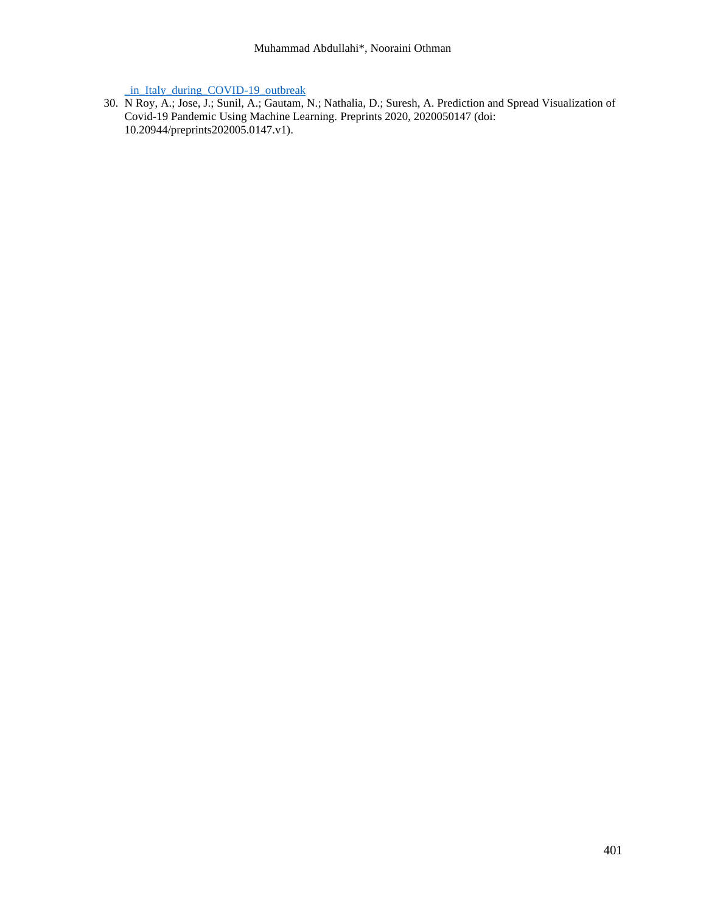_in_Italy_during_COVID-19_outbreak

30. N Roy, A.; Jose, J.; Sunil, A.; Gautam, N.; Nathalia, D.; Suresh, A. Prediction and Spread Visualization of Covid-19 Pandemic Using Machine Learning. Preprints 2020, 2020050147 (doi: 10.20944/preprints202005.0147.v1).